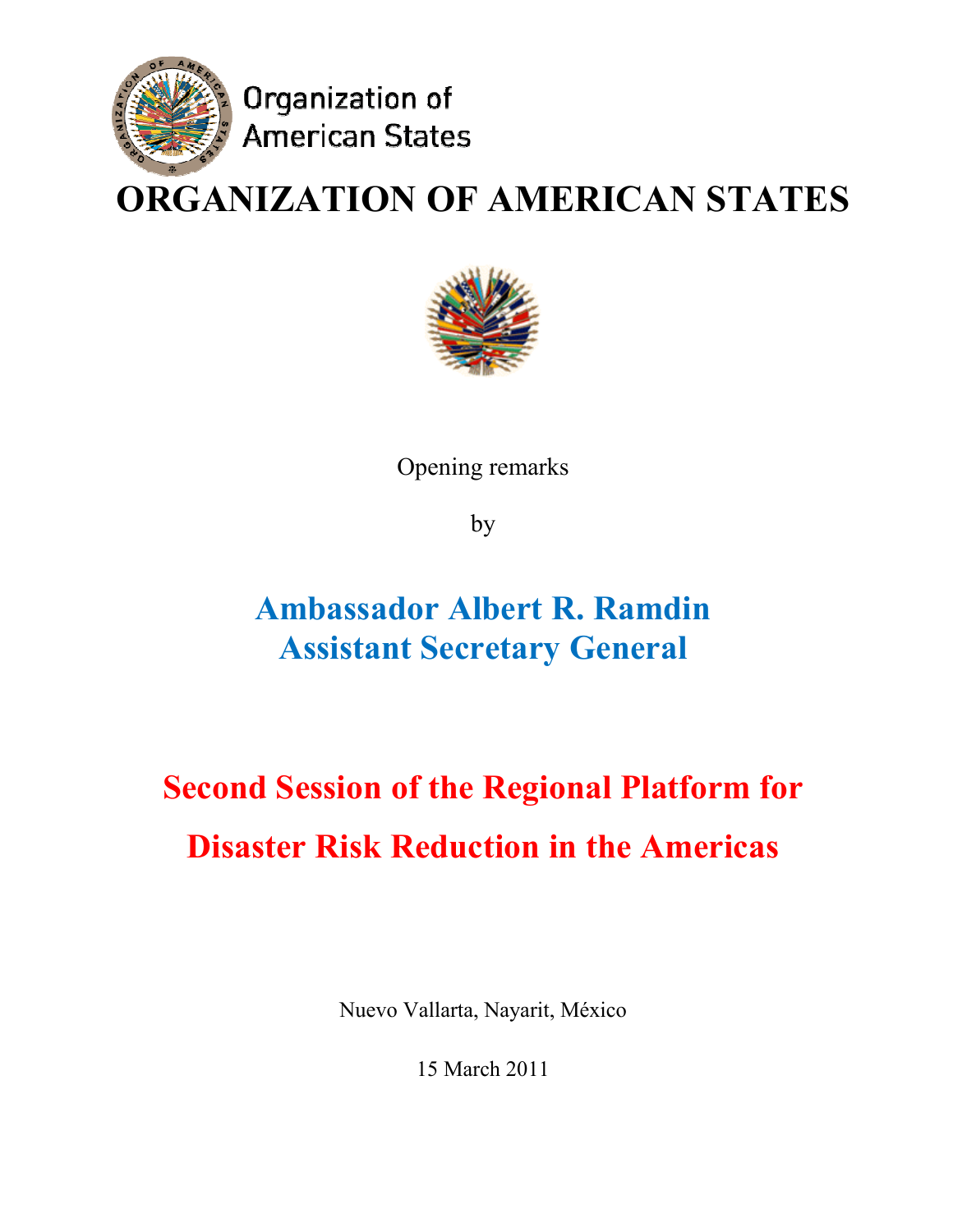Organization of American States

# ORGANIZATION OF AMERICAN STATES

Opening remarks

by

## Ambassador Albert R. Ramdin
## Assistant Secretary General

## Second Session of the Regional Platform for Disaster Risk Reduction in the Americas

Nuevo Vallarta, Nayarit, México

15 March 2011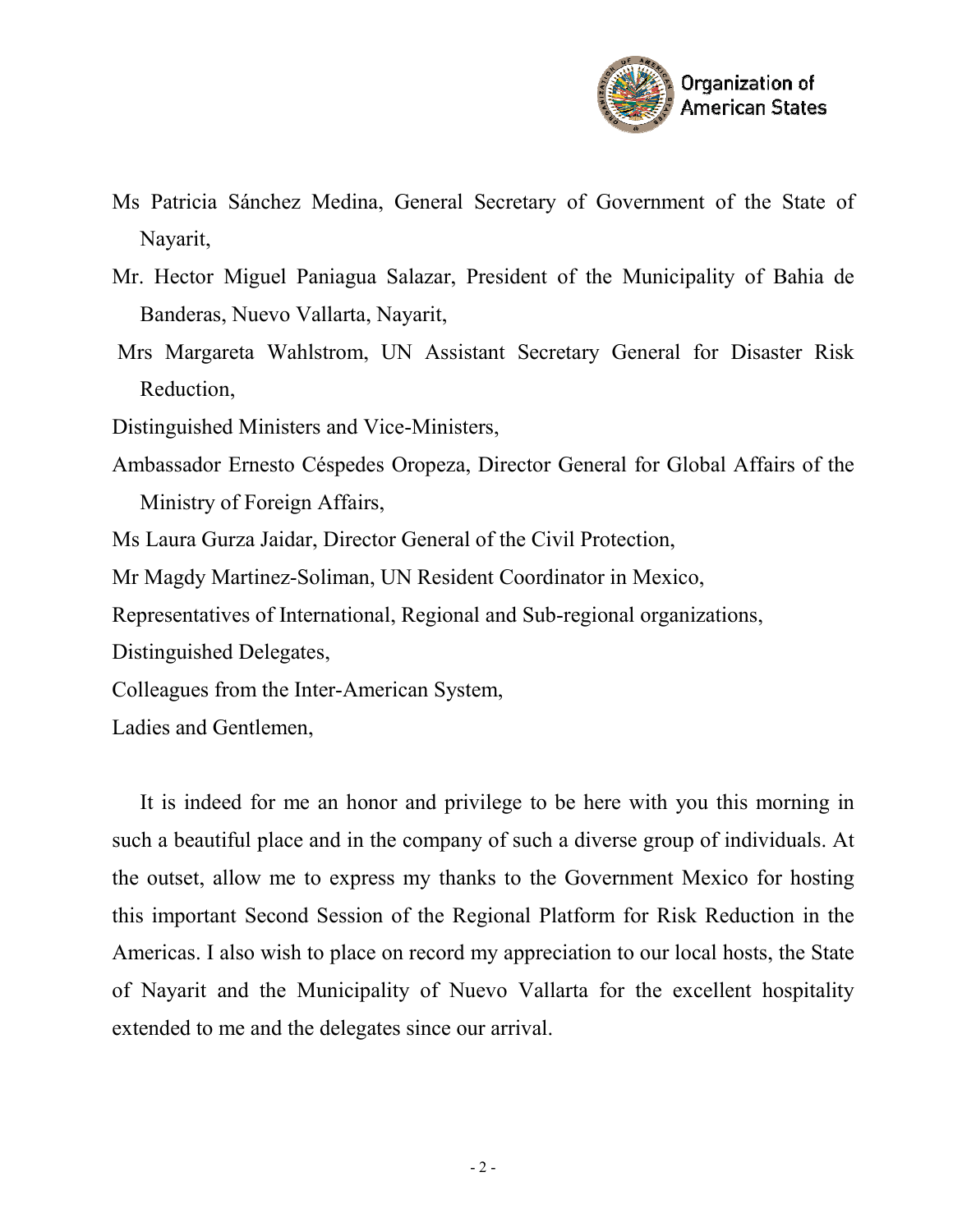Ms Patricia Sánchez Medina, General Secretary of Government of the State of Nayarit,

Mr. Hector Miguel Paniagua Salazar, President of the Municipality of Bahia de Banderas, Nuevo Vallarta, Nayarit,

Mrs Margareta Wahlstrom, UN Assistant Secretary General for Disaster Risk Reduction,

Distinguished Ministers and Vice-Ministers,

Ambassador Ernesto Céspedes Oropeza, Director General for Global Affairs of the Ministry of Foreign Affairs,

Ms Laura Gurza Jaidar, Director General of the Civil Protection,

Mr Magdy Martinez-Soliman, UN Resident Coordinator in Mexico,

Representatives of International, Regional and Sub-regional organizations,

Distinguished Delegates,

Colleagues from the Inter-American System,

Ladies and Gentlemen,

It is indeed for me an honor and privilege to be here with you this morning in such a beautiful place and in the company of such a diverse group of individuals. At the outset, allow me to express my thanks to the Government Mexico for hosting this important Second Session of the Regional Platform for Risk Reduction in the Americas. I also wish to place on record my appreciation to our local hosts, the State of Nayarit and the Municipality of Nuevo Vallarta for the excellent hospitality extended to me and the delegates since our arrival.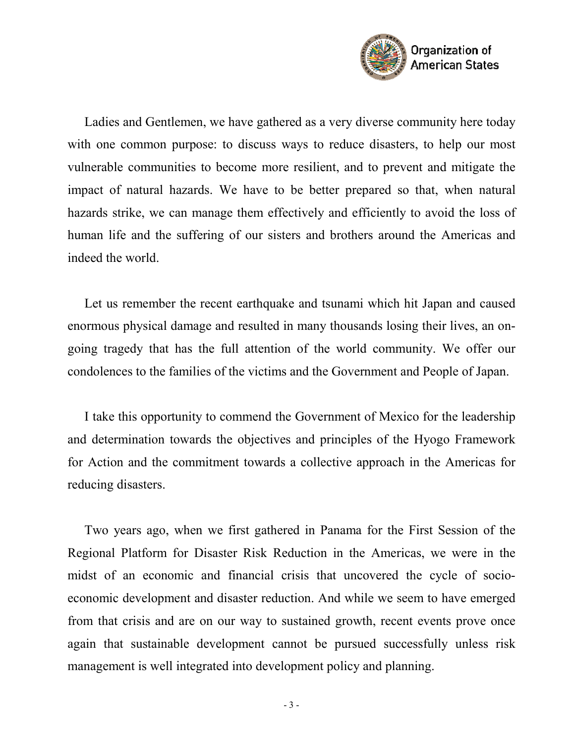Ladies and Gentlemen, we have gathered as a very diverse community here today with one common purpose: to discuss ways to reduce disasters, to help our most vulnerable communities to become more resilient, and to prevent and mitigate the impact of natural hazards. We have to be better prepared so that, when natural hazards strike, we can manage them effectively and efficiently to avoid the loss of human life and the suffering of our sisters and brothers around the Americas and indeed the world.

Let us remember the recent earthquake and tsunami which hit Japan and caused enormous physical damage and resulted in many thousands losing their lives, an on-going tragedy that has the full attention of the world community. We offer our condolences to the families of the victims and the Government and People of Japan.

I take this opportunity to commend the Government of Mexico for the leadership and determination towards the objectives and principles of the Hyogo Framework for Action and the commitment towards a collective approach in the Americas for reducing disasters.

Two years ago, when we first gathered in Panama for the First Session of the Regional Platform for Disaster Risk Reduction in the Americas, we were in the midst of an economic and financial crisis that uncovered the cycle of socio-economic development and disaster reduction. And while we seem to have emerged from that crisis and are on our way to sustained growth, recent events prove once again that sustainable development cannot be pursued successfully unless risk management is well integrated into development policy and planning.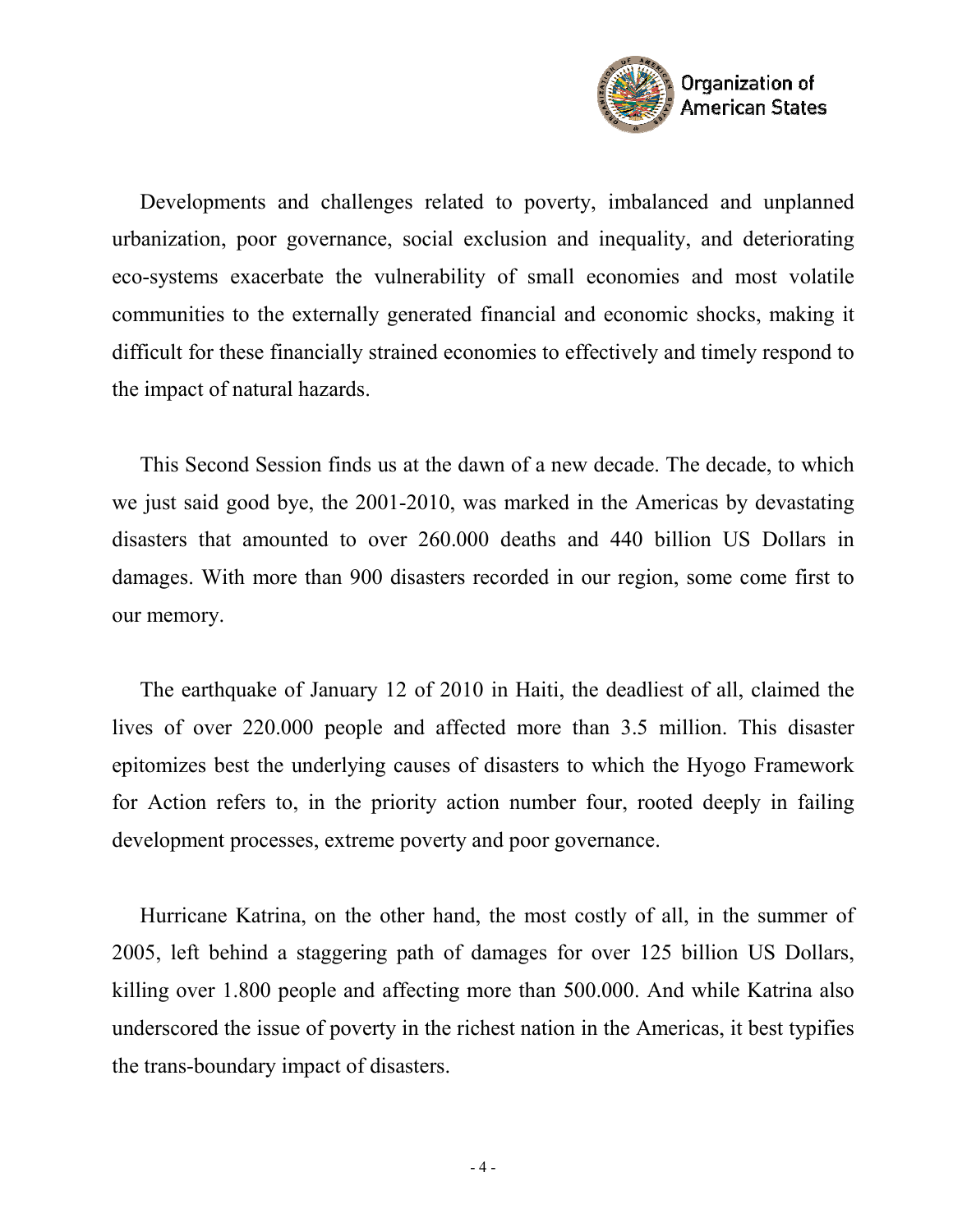Developments and challenges related to poverty, imbalanced and unplanned urbanization, poor governance, social exclusion and inequality, and deteriorating eco-systems exacerbate the vulnerability of small economies and most volatile communities to the externally generated financial and economic shocks, making it difficult for these financially strained economies to effectively and timely respond to the impact of natural hazards.

This Second Session finds us at the dawn of a new decade. The decade, to which we just said good bye, the 2001-2010, was marked in the Americas by devastating disasters that amounted to over 260.000 deaths and 440 billion US Dollars in damages. With more than 900 disasters recorded in our region, some come first to our memory.

The earthquake of January 12 of 2010 in Haiti, the deadliest of all, claimed the lives of over 220.000 people and affected more than 3.5 million. This disaster epitomizes best the underlying causes of disasters to which the Hyogo Framework for Action refers to, in the priority action number four, rooted deeply in failing development processes, extreme poverty and poor governance.

Hurricane Katrina, on the other hand, the most costly of all, in the summer of 2005, left behind a staggering path of damages for over 125 billion US Dollars, killing over 1.800 people and affecting more than 500.000. And while Katrina also underscored the issue of poverty in the richest nation in the Americas, it best typifies the trans-boundary impact of disasters.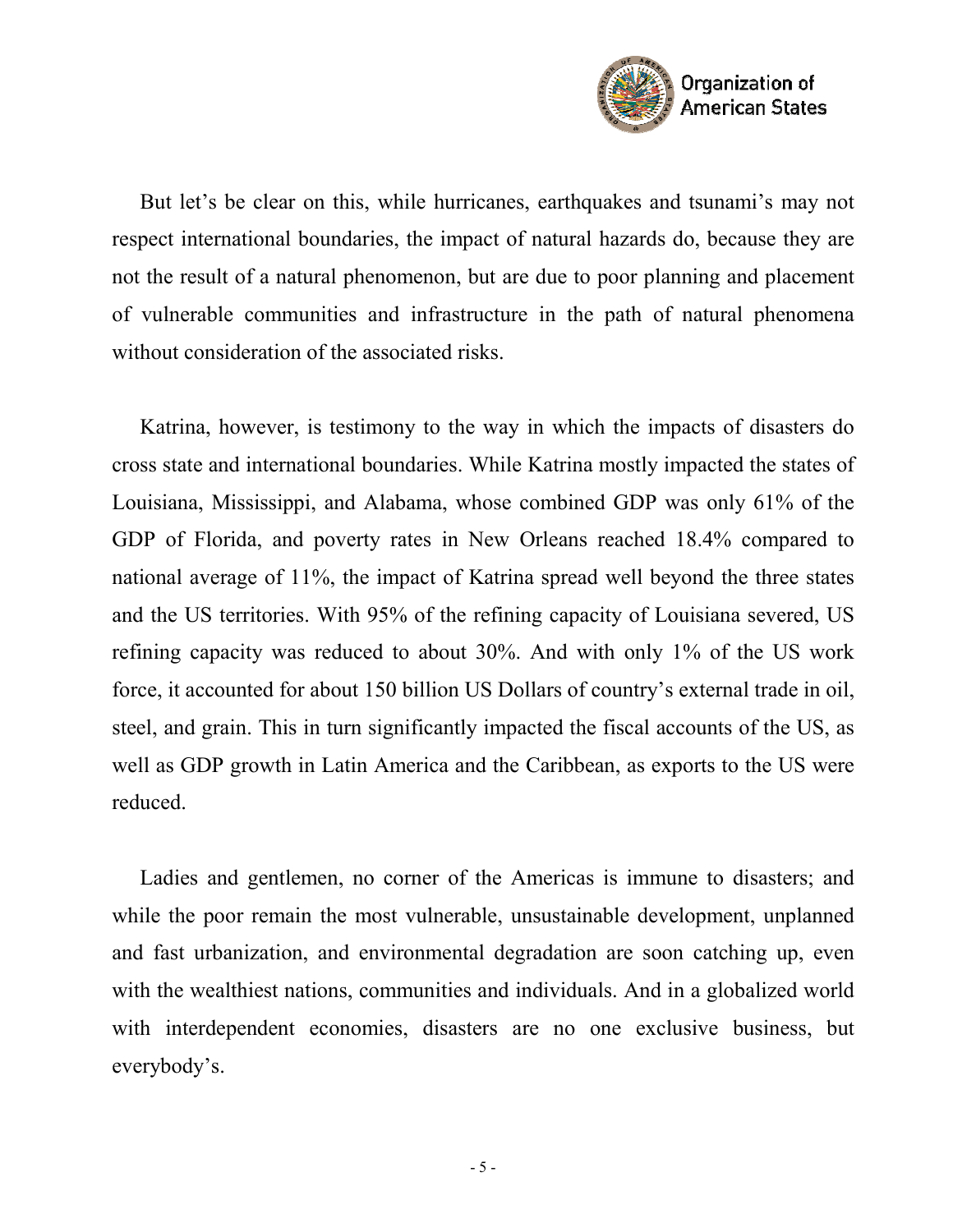But let's be clear on this, while hurricanes, earthquakes and tsunami's may not respect international boundaries, the impact of natural hazards do, because they are not the result of a natural phenomenon, but are due to poor planning and placement of vulnerable communities and infrastructure in the path of natural phenomena without consideration of the associated risks.

Katrina, however, is testimony to the way in which the impacts of disasters do cross state and international boundaries. While Katrina mostly impacted the states of Louisiana, Mississippi, and Alabama, whose combined GDP was only 61% of the GDP of Florida, and poverty rates in New Orleans reached 18.4% compared to national average of 11%, the impact of Katrina spread well beyond the three states and the US territories. With 95% of the refining capacity of Louisiana severed, US refining capacity was reduced to about 30%. And with only 1% of the US work force, it accounted for about 150 billion US Dollars of country's external trade in oil, steel, and grain. This in turn significantly impacted the fiscal accounts of the US, as well as GDP growth in Latin America and the Caribbean, as exports to the US were reduced.

Ladies and gentlemen, no corner of the Americas is immune to disasters; and while the poor remain the most vulnerable, unsustainable development, unplanned and fast urbanization, and environmental degradation are soon catching up, even with the wealthiest nations, communities and individuals. And in a globalized world with interdependent economies, disasters are no one exclusive business, but everybody's.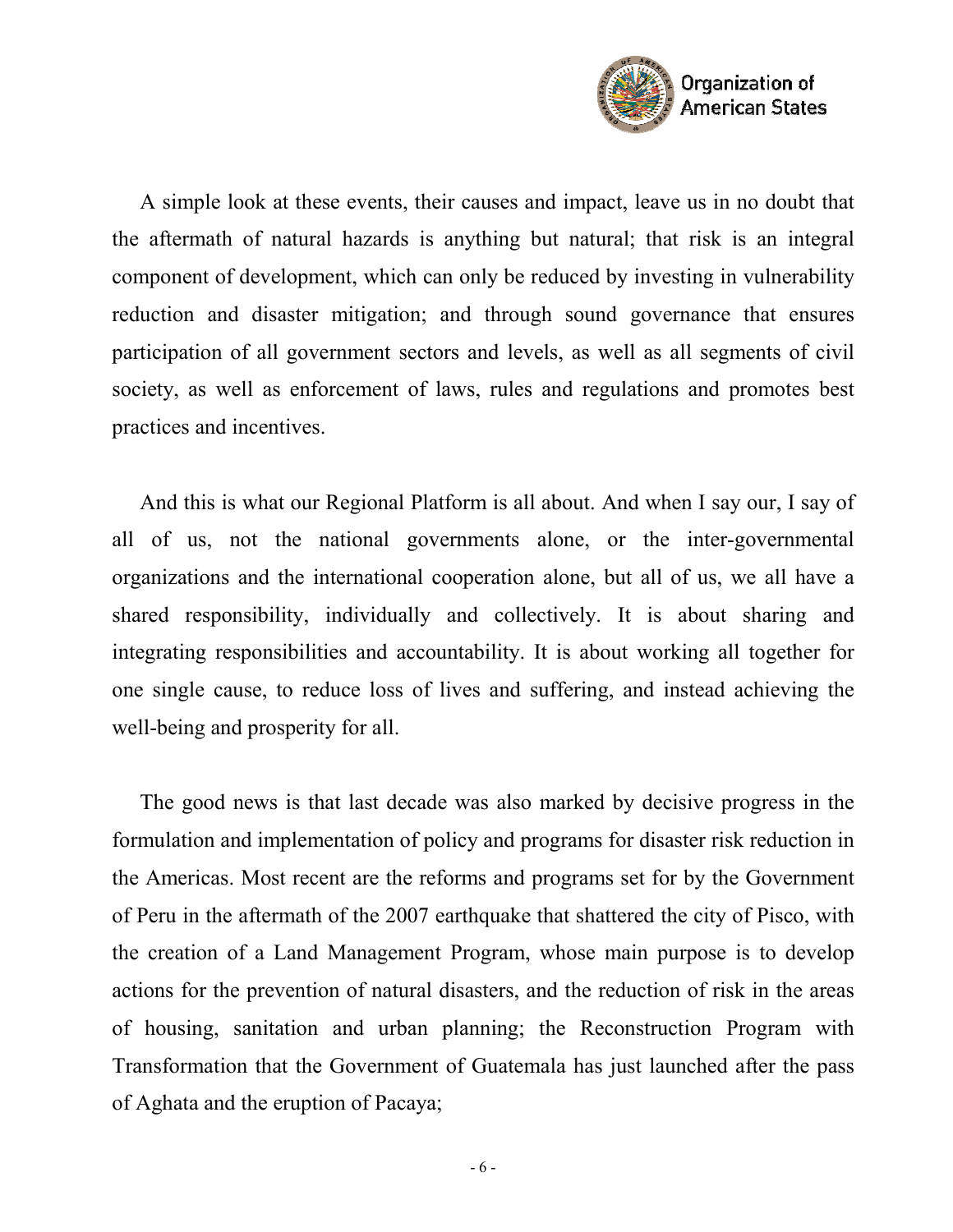A simple look at these events, their causes and impact, leave us in no doubt that the aftermath of natural hazards is anything but natural; that risk is an integral component of development, which can only be reduced by investing in vulnerability reduction and disaster mitigation; and through sound governance that ensures participation of all government sectors and levels, as well as all segments of civil society, as well as enforcement of laws, rules and regulations and promotes best practices and incentives.

And this is what our Regional Platform is all about. And when I say our, I say of all of us, not the national governments alone, or the inter-governmental organizations and the international cooperation alone, but all of us, we all have a shared responsibility, individually and collectively. It is about sharing and integrating responsibilities and accountability. It is about working all together for one single cause, to reduce loss of lives and suffering, and instead achieving the well-being and prosperity for all.

The good news is that last decade was also marked by decisive progress in the formulation and implementation of policy and programs for disaster risk reduction in the Americas. Most recent are the reforms and programs set for by the Government of Peru in the aftermath of the 2007 earthquake that shattered the city of Pisco, with the creation of a Land Management Program, whose main purpose is to develop actions for the prevention of natural disasters, and the reduction of risk in the areas of housing, sanitation and urban planning; the Reconstruction Program with Transformation that the Government of Guatemala has just launched after the pass of Aghata and the eruption of Pacaya;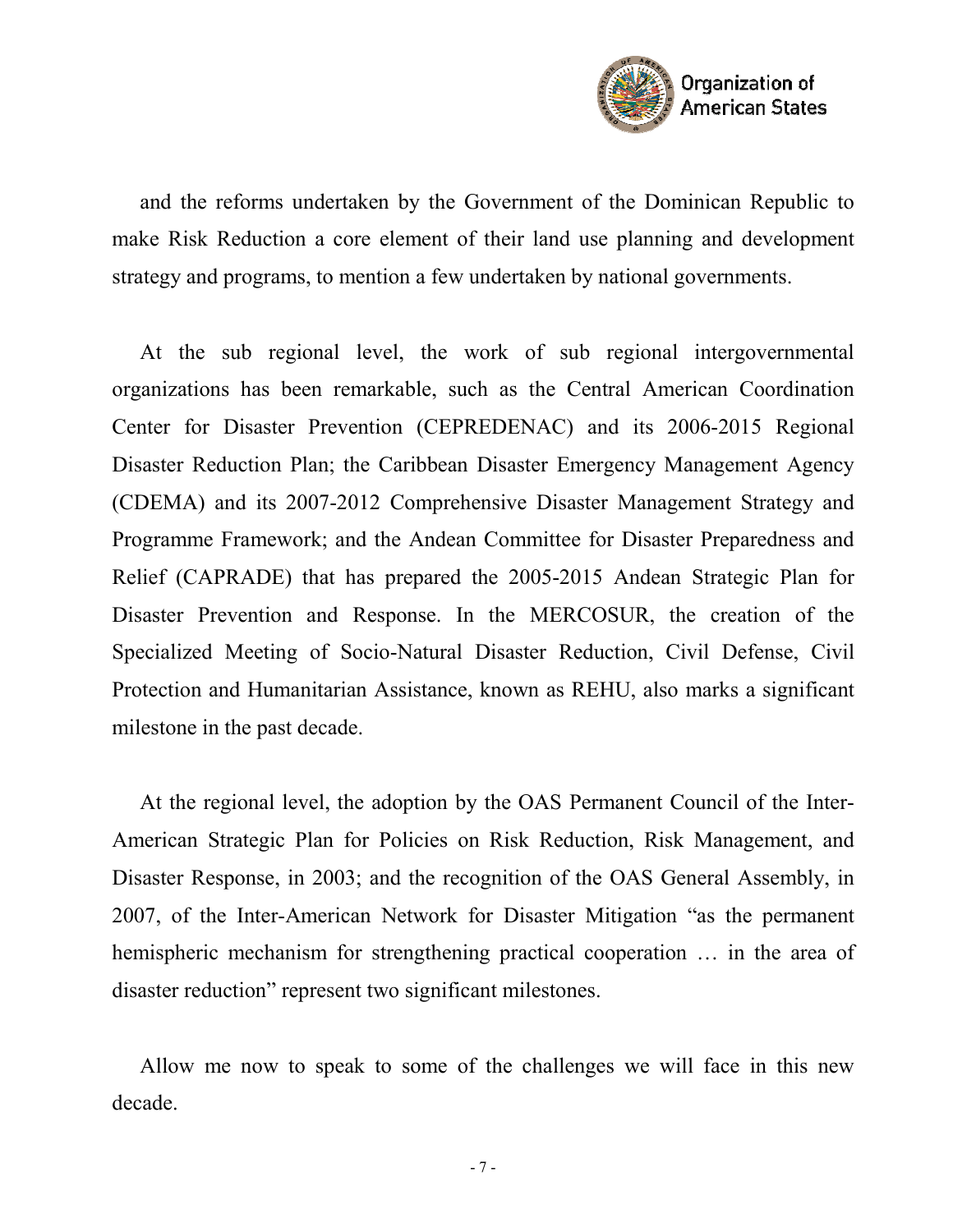and the reforms undertaken by the Government of the Dominican Republic to make Risk Reduction a core element of their land use planning and development strategy and programs, to mention a few undertaken by national governments.

At the sub regional level, the work of sub regional intergovernmental organizations has been remarkable, such as the Central American Coordination Center for Disaster Prevention (CEPREDENAC) and its 2006-2015 Regional Disaster Reduction Plan; the Caribbean Disaster Emergency Management Agency (CDEMA) and its 2007-2012 Comprehensive Disaster Management Strategy and Programme Framework; and the Andean Committee for Disaster Preparedness and Relief (CAPRADE) that has prepared the 2005-2015 Andean Strategic Plan for Disaster Prevention and Response. In the MERCOSUR, the creation of the Specialized Meeting of Socio-Natural Disaster Reduction, Civil Defense, Civil Protection and Humanitarian Assistance, known as REHU, also marks a significant milestone in the past decade.

At the regional level, the adoption by the OAS Permanent Council of the Inter-American Strategic Plan for Policies on Risk Reduction, Risk Management, and Disaster Response, in 2003; and the recognition of the OAS General Assembly, in 2007, of the Inter-American Network for Disaster Mitigation "as the permanent hemispheric mechanism for strengthening practical cooperation … in the area of disaster reduction" represent two significant milestones.

Allow me now to speak to some of the challenges we will face in this new decade.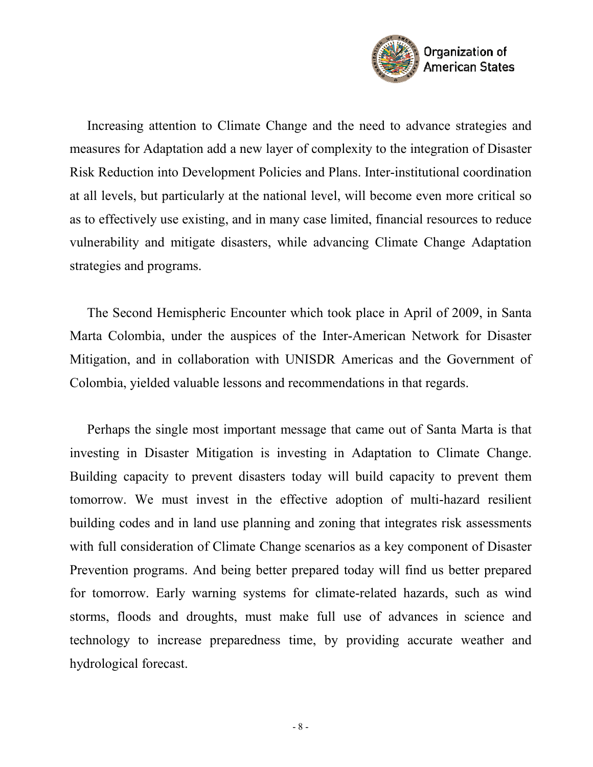Increasing attention to Climate Change and the need to advance strategies and measures for Adaptation add a new layer of complexity to the integration of Disaster Risk Reduction into Development Policies and Plans. Inter-institutional coordination at all levels, but particularly at the national level, will become even more critical so as to effectively use existing, and in many case limited, financial resources to reduce vulnerability and mitigate disasters, while advancing Climate Change Adaptation strategies and programs.

The Second Hemispheric Encounter which took place in April of 2009, in Santa Marta Colombia, under the auspices of the Inter-American Network for Disaster Mitigation, and in collaboration with UNISDR Americas and the Government of Colombia, yielded valuable lessons and recommendations in that regards.

Perhaps the single most important message that came out of Santa Marta is that investing in Disaster Mitigation is investing in Adaptation to Climate Change. Building capacity to prevent disasters today will build capacity to prevent them tomorrow. We must invest in the effective adoption of multi-hazard resilient building codes and in land use planning and zoning that integrates risk assessments with full consideration of Climate Change scenarios as a key component of Disaster Prevention programs. And being better prepared today will find us better prepared for tomorrow. Early warning systems for climate-related hazards, such as wind storms, floods and droughts, must make full use of advances in science and technology to increase preparedness time, by providing accurate weather and hydrological forecast.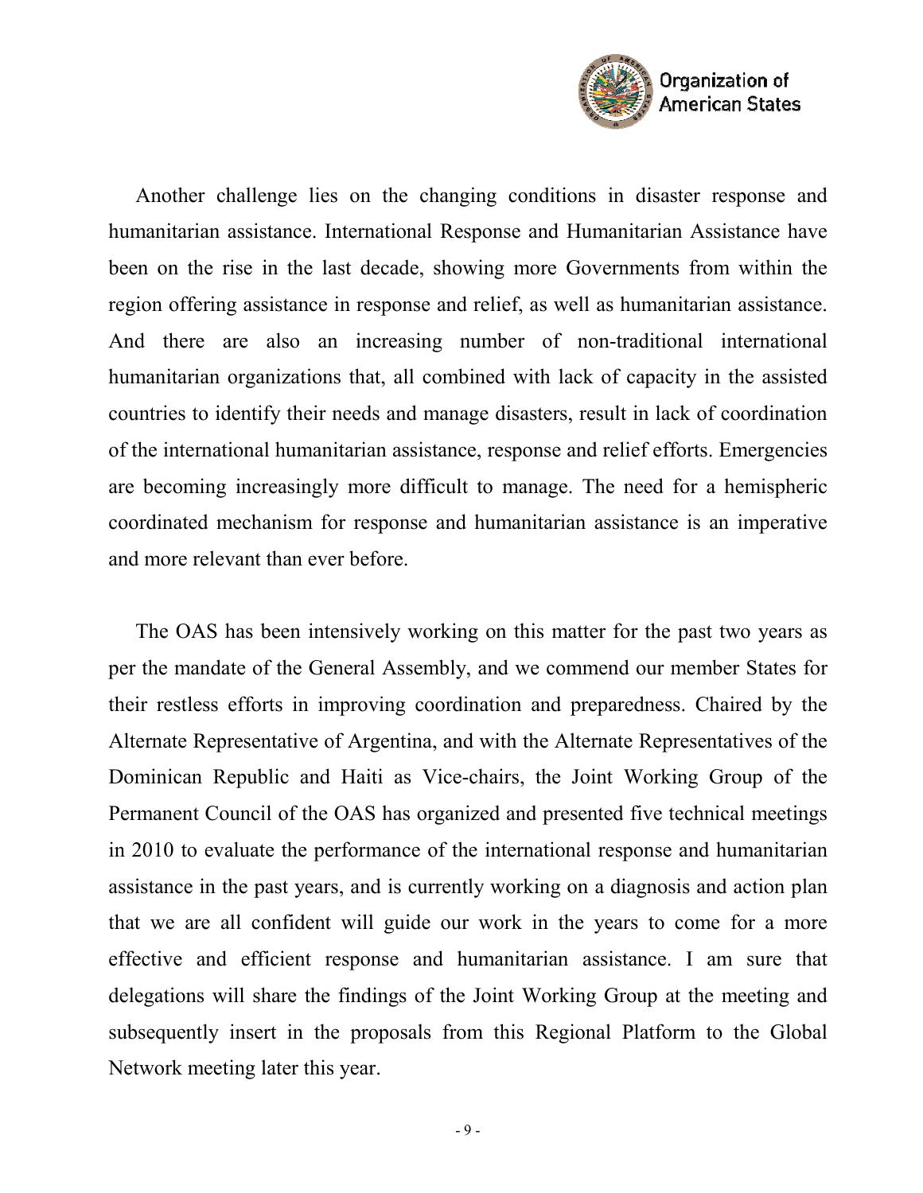Another challenge lies on the changing conditions in disaster response and humanitarian assistance. International Response and Humanitarian Assistance have been on the rise in the last decade, showing more Governments from within the region offering assistance in response and relief, as well as humanitarian assistance. And there are also an increasing number of non-traditional international humanitarian organizations that, all combined with lack of capacity in the assisted countries to identify their needs and manage disasters, result in lack of coordination of the international humanitarian assistance, response and relief efforts. Emergencies are becoming increasingly more difficult to manage. The need for a hemispheric coordinated mechanism for response and humanitarian assistance is an imperative and more relevant than ever before.

The OAS has been intensively working on this matter for the past two years as per the mandate of the General Assembly, and we commend our member States for their restless efforts in improving coordination and preparedness. Chaired by the Alternate Representative of Argentina, and with the Alternate Representatives of the Dominican Republic and Haiti as Vice-chairs, the Joint Working Group of the Permanent Council of the OAS has organized and presented five technical meetings in 2010 to evaluate the performance of the international response and humanitarian assistance in the past years, and is currently working on a diagnosis and action plan that we are all confident will guide our work in the years to come for a more effective and efficient response and humanitarian assistance. I am sure that delegations will share the findings of the Joint Working Group at the meeting and subsequently insert in the proposals from this Regional Platform to the Global Network meeting later this year.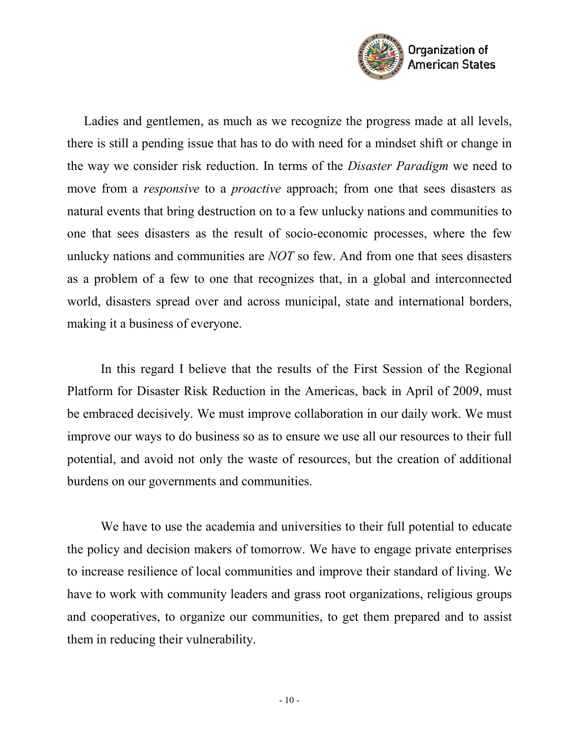Ladies and gentlemen, as much as we recognize the progress made at all levels, there is still a pending issue that has to do with need for a mindset shift or change in the way we consider risk reduction. In terms of the *Disaster Paradigm* we need to move from a *responsive* to a *proactive* approach; from one that sees disasters as natural events that bring destruction on to a few unlucky nations and communities to one that sees disasters as the result of socio-economic processes, where the few unlucky nations and communities are *NOT* so few. And from one that sees disasters as a problem of a few to one that recognizes that, in a global and interconnected world, disasters spread over and across municipal, state and international borders, making it a business of everyone.

In this regard I believe that the results of the First Session of the Regional Platform for Disaster Risk Reduction in the Americas, back in April of 2009, must be embraced decisively. We must improve collaboration in our daily work. We must improve our ways to do business so as to ensure we use all our resources to their full potential, and avoid not only the waste of resources, but the creation of additional burdens on our governments and communities.

We have to use the academia and universities to their full potential to educate the policy and decision makers of tomorrow. We have to engage private enterprises to increase resilience of local communities and improve their standard of living. We have to work with community leaders and grass root organizations, religious groups and cooperatives, to organize our communities, to get them prepared and to assist them in reducing their vulnerability.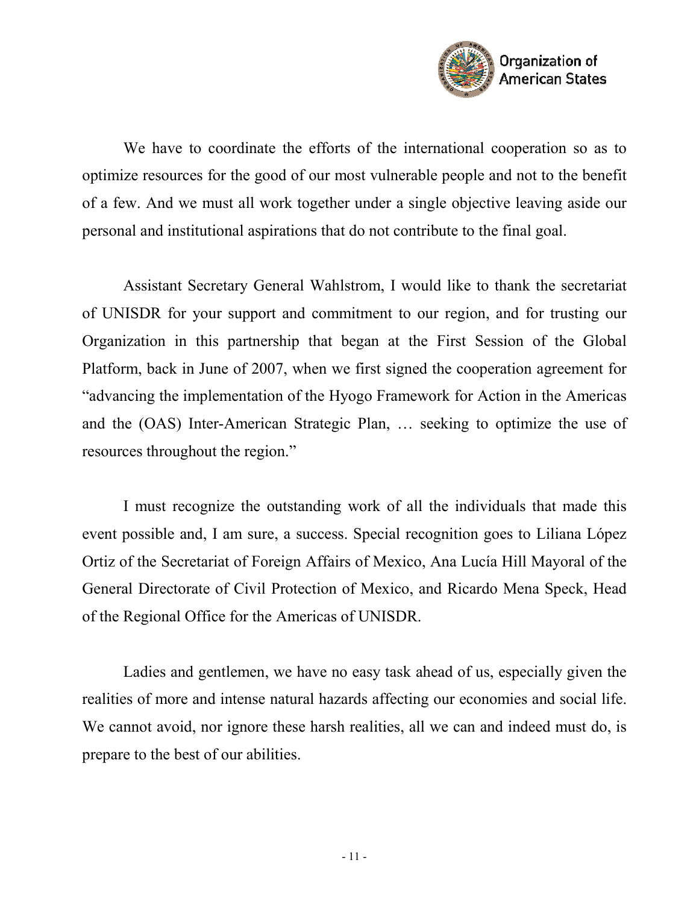We have to coordinate the efforts of the international cooperation so as to optimize resources for the good of our most vulnerable people and not to the benefit of a few. And we must all work together under a single objective leaving aside our personal and institutional aspirations that do not contribute to the final goal.

Assistant Secretary General Wahlstrom, I would like to thank the secretariat of UNISDR for your support and commitment to our region, and for trusting our Organization in this partnership that began at the First Session of the Global Platform, back in June of 2007, when we first signed the cooperation agreement for "advancing the implementation of the Hyogo Framework for Action in the Americas and the (OAS) Inter-American Strategic Plan, … seeking to optimize the use of resources throughout the region."

I must recognize the outstanding work of all the individuals that made this event possible and, I am sure, a success. Special recognition goes to Liliana López Ortiz of the Secretariat of Foreign Affairs of Mexico, Ana Lucía Hill Mayoral of the General Directorate of Civil Protection of Mexico, and Ricardo Mena Speck, Head of the Regional Office for the Americas of UNISDR.

Ladies and gentlemen, we have no easy task ahead of us, especially given the realities of more and intense natural hazards affecting our economies and social life. We cannot avoid, nor ignore these harsh realities, all we can and indeed must do, is prepare to the best of our abilities.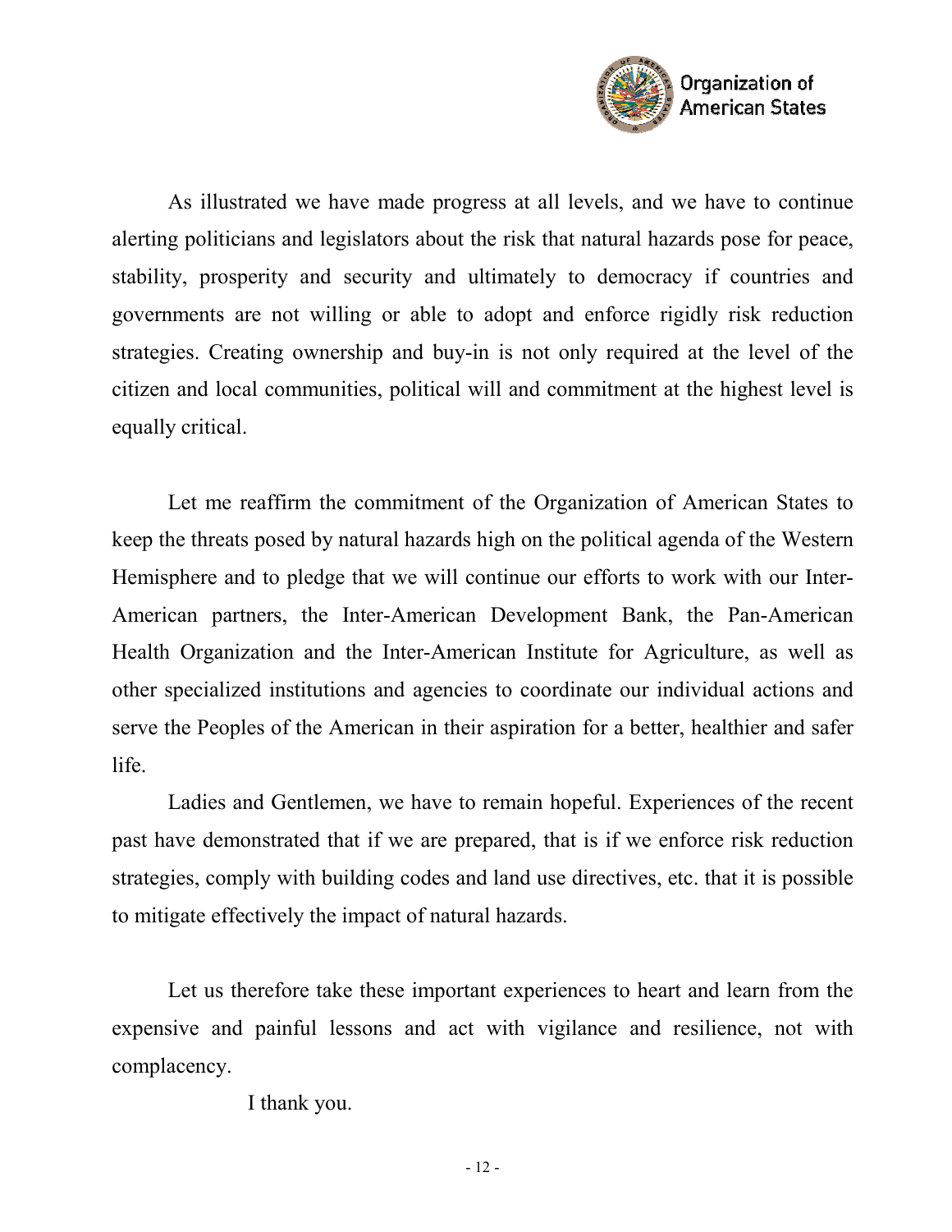As illustrated we have made progress at all levels, and we have to continue alerting politicians and legislators about the risk that natural hazards pose for peace, stability, prosperity and security and ultimately to democracy if countries and governments are not willing or able to adopt and enforce rigidly risk reduction strategies. Creating ownership and buy-in is not only required at the level of the citizen and local communities, political will and commitment at the highest level is equally critical.

Let me reaffirm the commitment of the Organization of American States to keep the threats posed by natural hazards high on the political agenda of the Western Hemisphere and to pledge that we will continue our efforts to work with our Inter-American partners, the Inter-American Development Bank, the Pan-American Health Organization and the Inter-American Institute for Agriculture, as well as other specialized institutions and agencies to coordinate our individual actions and serve the Peoples of the American in their aspiration for a better, healthier and safer life.

Ladies and Gentlemen, we have to remain hopeful. Experiences of the recent past have demonstrated that if we are prepared, that is if we enforce risk reduction strategies, comply with building codes and land use directives, etc. that it is possible to mitigate effectively the impact of natural hazards.

Let us therefore take these important experiences to heart and learn from the expensive and painful lessons and act with vigilance and resilience, not with complacency.

I thank you.